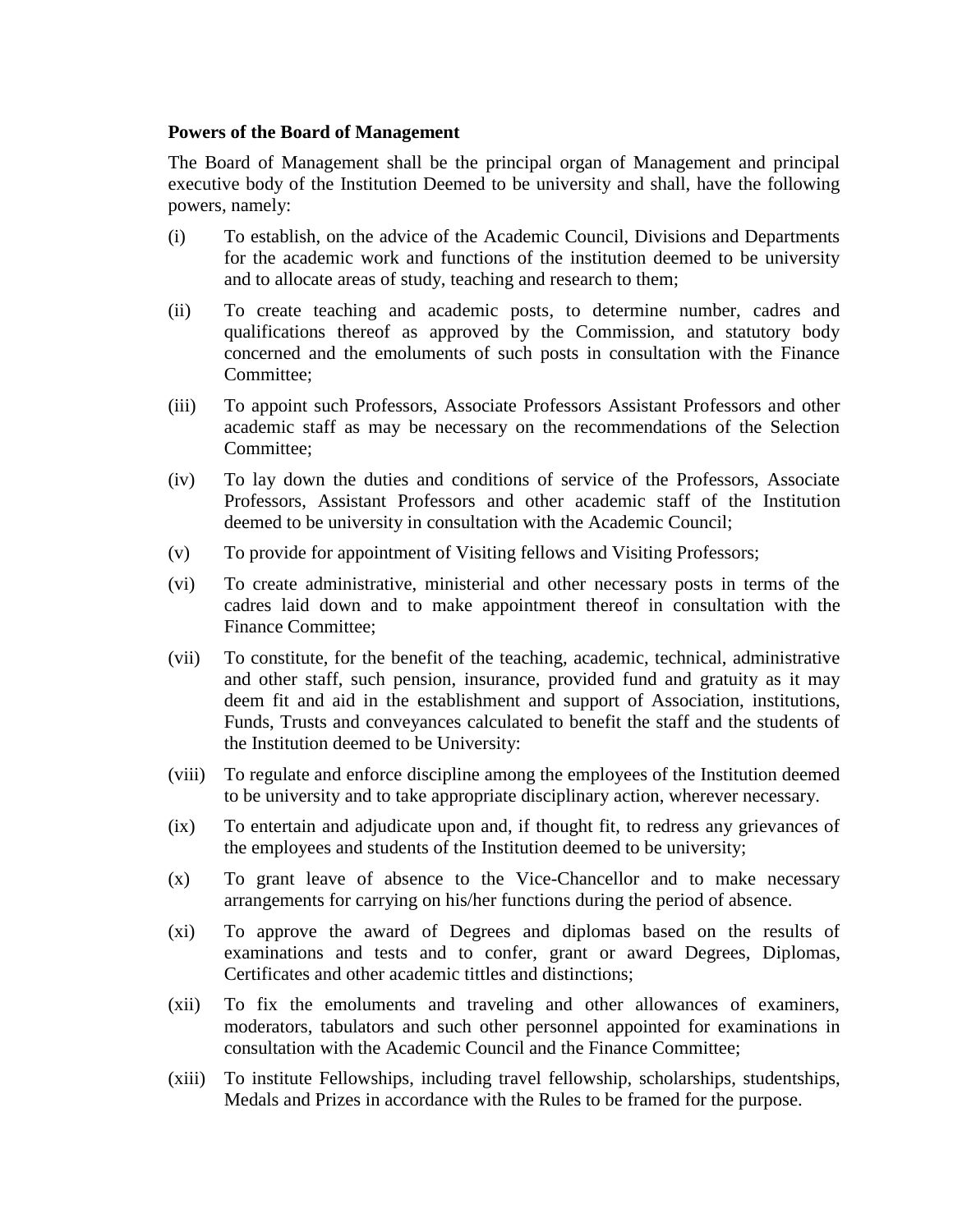**Powers of the Board of Management**

The Board of Management shall be the principal organ of Management and principal executive body of the Institution Deemed to be university and shall, have the following powers, namely:

(i) To establish, on the advice of the Academic Council, Divisions and Departments for the academic work and functions of the institution deemed to be university and to allocate areas of study, teaching and research to them;

(ii) To create teaching and academic posts, to determine number, cadres and qualifications thereof as approved by the Commission, and statutory body concerned and the emoluments of such posts in consultation with the Finance Committee;

(iii) To appoint such Professors, Associate Professors Assistant Professors and other academic staff as may be necessary on the recommendations of the Selection Committee;

(iv) To lay down the duties and conditions of service of the Professors, Associate Professors, Assistant Professors and other academic staff of the Institution deemed to be university in consultation with the Academic Council;

(v) To provide for appointment of Visiting fellows and Visiting Professors;

(vi) To create administrative, ministerial and other necessary posts in terms of the cadres laid down and to make appointment thereof in consultation with the Finance Committee;

(vii) To constitute, for the benefit of the teaching, academic, technical, administrative and other staff, such pension, insurance, provided fund and gratuity as it may deem fit and aid in the establishment and support of Association, institutions, Funds, Trusts and conveyances calculated to benefit the staff and the students of the Institution deemed to be University:

(viii) To regulate and enforce discipline among the employees of the Institution deemed to be university and to take appropriate disciplinary action, wherever necessary.

(ix) To entertain and adjudicate upon and, if thought fit, to redress any grievances of the employees and students of the Institution deemed to be university;

(x) To grant leave of absence to the Vice-Chancellor and to make necessary arrangements for carrying on his/her functions during the period of absence.

(xi) To approve the award of Degrees and diplomas based on the results of examinations and tests and to confer, grant or award Degrees, Diplomas, Certificates and other academic tittles and distinctions;

(xii) To fix the emoluments and traveling and other allowances of examiners, moderators, tabulators and such other personnel appointed for examinations in consultation with the Academic Council and the Finance Committee;

(xiii) To institute Fellowships, including travel fellowship, scholarships, studentships, Medals and Prizes in accordance with the Rules to be framed for the purpose.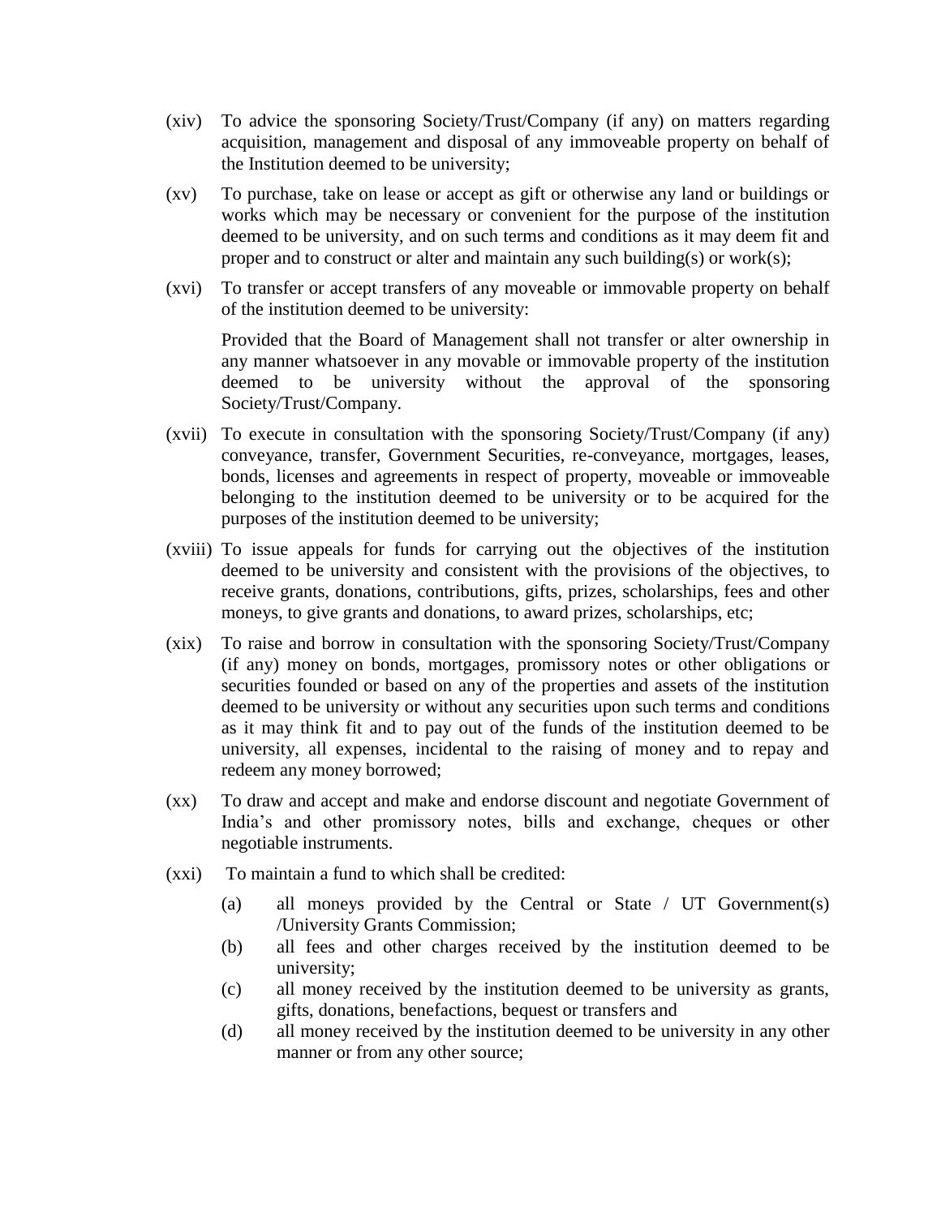(xiv) To advice the sponsoring Society/Trust/Company (if any) on matters regarding acquisition, management and disposal of any immoveable property on behalf of the Institution deemed to be university;

(xv) To purchase, take on lease or accept as gift or otherwise any land or buildings or works which may be necessary or convenient for the purpose of the institution deemed to be university, and on such terms and conditions as it may deem fit and proper and to construct or alter and maintain any such building(s) or work(s);

(xvi) To transfer or accept transfers of any moveable or immovable property on behalf of the institution deemed to be university:

Provided that the Board of Management shall not transfer or alter ownership in any manner whatsoever in any movable or immovable property of the institution deemed to be university without the approval of the sponsoring Society/Trust/Company.

(xvii) To execute in consultation with the sponsoring Society/Trust/Company (if any) conveyance, transfer, Government Securities, re-conveyance, mortgages, leases, bonds, licenses and agreements in respect of property, moveable or immoveable belonging to the institution deemed to be university or to be acquired for the purposes of the institution deemed to be university;

(xviii) To issue appeals for funds for carrying out the objectives of the institution deemed to be university and consistent with the provisions of the objectives, to receive grants, donations, contributions, gifts, prizes, scholarships, fees and other moneys, to give grants and donations, to award prizes, scholarships, etc;

(xix) To raise and borrow in consultation with the sponsoring Society/Trust/Company (if any) money on bonds, mortgages, promissory notes or other obligations or securities founded or based on any of the properties and assets of the institution deemed to be university or without any securities upon such terms and conditions as it may think fit and to pay out of the funds of the institution deemed to be university, all expenses, incidental to the raising of money and to repay and redeem any money borrowed;

(xx) To draw and accept and make and endorse discount and negotiate Government of India's and other promissory notes, bills and exchange, cheques or other negotiable instruments.

(xxi) To maintain a fund to which shall be credited:

- (a) all moneys provided by the Central or State / UT Government(s) /University Grants Commission;
- (b) all fees and other charges received by the institution deemed to be university;
- (c) all money received by the institution deemed to be university as grants, gifts, donations, benefactions, bequest or transfers and
- (d) all money received by the institution deemed to be university in any other manner or from any other source;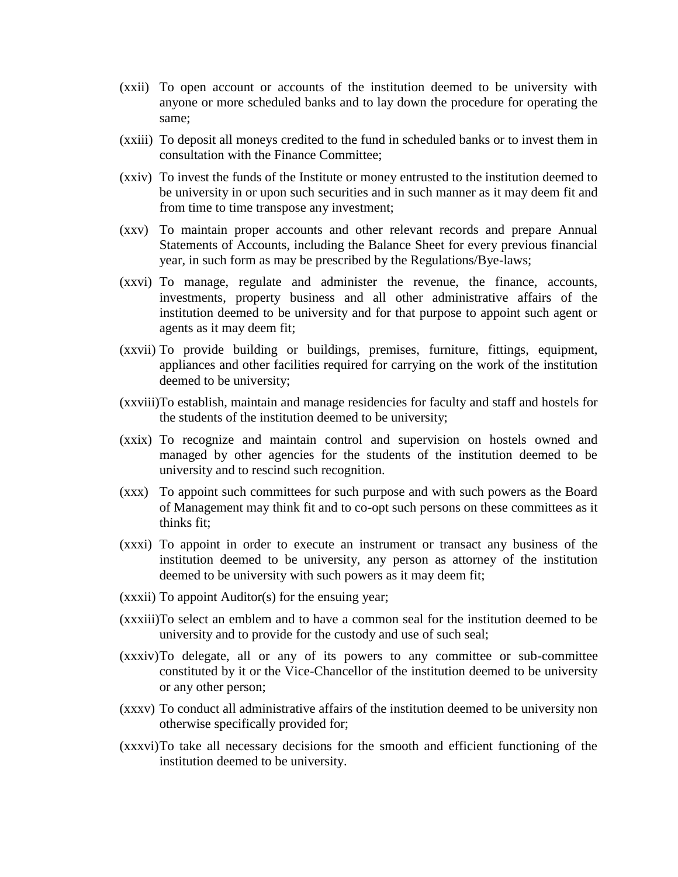(xxii) To open account or accounts of the institution deemed to be university with anyone or more scheduled banks and to lay down the procedure for operating the same;

(xxiii) To deposit all moneys credited to the fund in scheduled banks or to invest them in consultation with the Finance Committee;

(xxiv) To invest the funds of the Institute or money entrusted to the institution deemed to be university in or upon such securities and in such manner as it may deem fit and from time to time transpose any investment;

(xxv) To maintain proper accounts and other relevant records and prepare Annual Statements of Accounts, including the Balance Sheet for every previous financial year, in such form as may be prescribed by the Regulations/Bye-laws;

(xxvi) To manage, regulate and administer the revenue, the finance, accounts, investments, property business and all other administrative affairs of the institution deemed to be university and for that purpose to appoint such agent or agents as it may deem fit;

(xxvii) To provide building or buildings, premises, furniture, fittings, equipment, appliances and other facilities required for carrying on the work of the institution deemed to be university;

(xxviii) To establish, maintain and manage residencies for faculty and staff and hostels for the students of the institution deemed to be university;

(xxix) To recognize and maintain control and supervision on hostels owned and managed by other agencies for the students of the institution deemed to be university and to rescind such recognition.

(xxx) To appoint such committees for such purpose and with such powers as the Board of Management may think fit and to co-opt such persons on these committees as it thinks fit;

(xxxi) To appoint in order to execute an instrument or transact any business of the institution deemed to be university, any person as attorney of the institution deemed to be university with such powers as it may deem fit;

(xxxii) To appoint Auditor(s) for the ensuing year;

(xxxiii) To select an emblem and to have a common seal for the institution deemed to be university and to provide for the custody and use of such seal;

(xxxiv) To delegate, all or any of its powers to any committee or sub-committee constituted by it or the Vice-Chancellor of the institution deemed to be university or any other person;

(xxxv) To conduct all administrative affairs of the institution deemed to be university non otherwise specifically provided for;

(xxxvi) To take all necessary decisions for the smooth and efficient functioning of the institution deemed to be university.